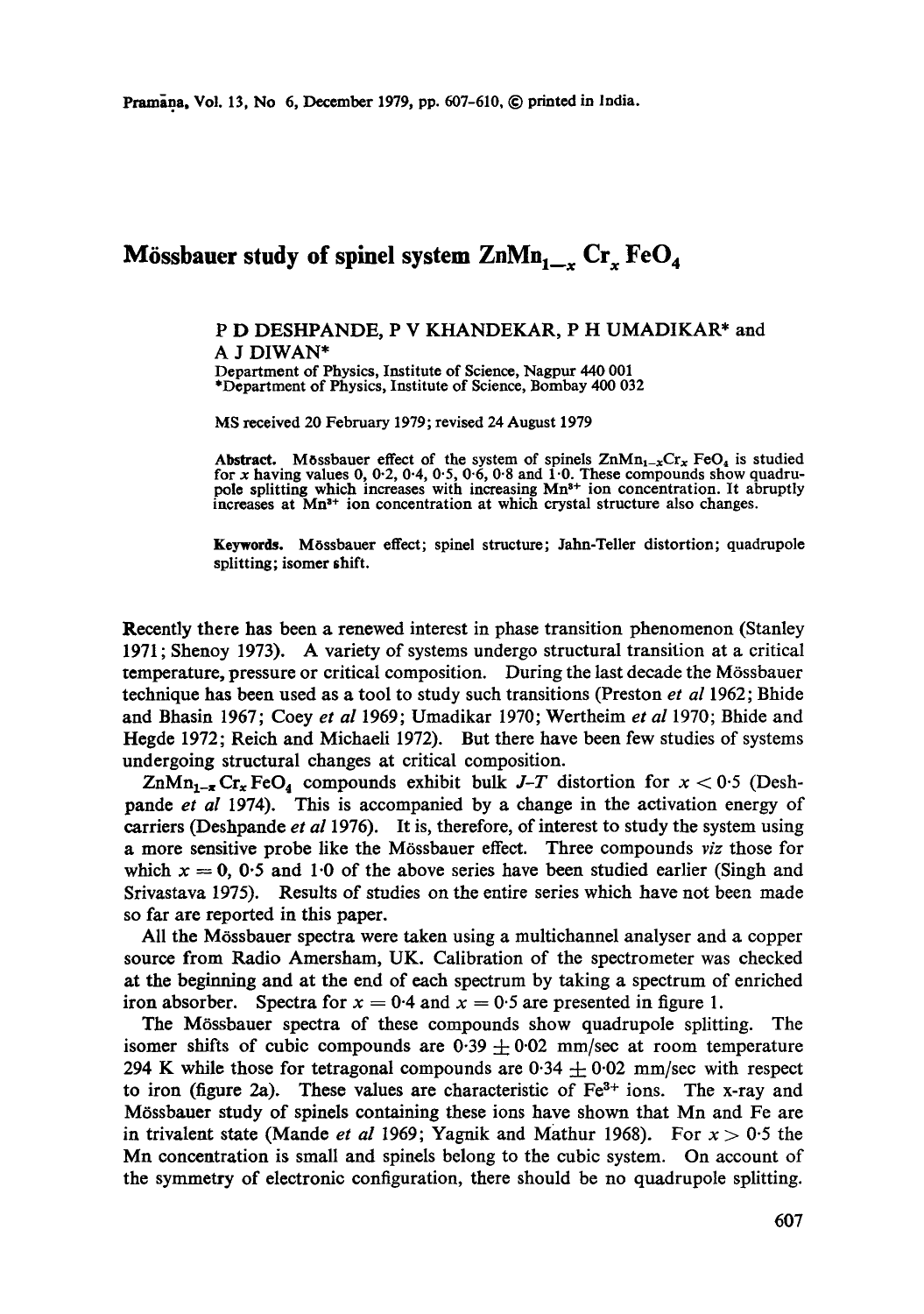# Mössbauer study of spinel system $ZnMn_{1-x}Cr_xFeO_4$

P D DESHPANDE, P V KHANDEKAR, P H UMADIKAR* and A J DIWAN*

Department of Physics, Institute of Science, Nagpur 440 001

*Department of Physics, Institute of Science, Bombay 400 032

MS received 20 February 1979; revised 24 August 1979

**Abstract.** Mössbauer effect of the system of spinels $ZnMn_{1-x}Cr_xFeO_4$ is studied for $x$ having values 0, 0·2, 0·4, 0·5, 0·6, 0·8 and 1·0. These compounds show quadrupole splitting which increases with increasing $Mn^{3+}$ ion concentration. It abruptly increases at $Mn^{3+}$ ion concentration at which crystal structure also changes.

**Keywords.** Mössbauer effect; spinel structure; Jahn-Teller distortion; quadrupole splitting; isomer shift.

Recently there has been a renewed interest in phase transition phenomenon (Stanley 1971; Shenoy 1973). A variety of systems undergo structural transition at a critical temperature, pressure or critical composition. During the last decade the Mössbauer technique has been used as a tool to study such transitions (Preston *et al* 1962; Bhide and Bhasin 1967; Coey *et al* 1969; Umadikar 1970; Wertheim *et al* 1970; Bhide and Hegde 1972; Reich and Michaeli 1972). But there have been few studies of systems undergoing structural changes at critical composition.

$ZnMn_{1-x}Cr_xFeO_4$ compounds exhibit bulk *J-T* distortion for $x < 0·5$ (Deshpande *et al* 1974). This is accompanied by a change in the activation energy of carriers (Deshpande *et al* 1976). It is, therefore, of interest to study the system using a more sensitive probe like the Mössbauer effect. Three compounds *viz* those for which $x = 0$, 0·5 and 1·0 of the above series have been studied earlier (Singh and Srivastava 1975). Results of studies on the entire series which have not been made so far are reported in this paper.

All the Mössbauer spectra were taken using a multichannel analyser and a copper source from Radio Amersham, UK. Calibration of the spectrometer was checked at the beginning and at the end of each spectrum by taking a spectrum of enriched iron absorber. Spectra for $x = 0·4$ and $x = 0·5$ are presented in figure 1.

The Mössbauer spectra of these compounds show quadrupole splitting. The isomer shifts of cubic compounds are $0·39 \pm 0·02$ mm/sec at room temperature 294 K while those for tetragonal compounds are $0·34 \pm 0·02$ mm/sec with respect to iron (figure 2a). These values are characteristic of $Fe^{3+}$ ions. The x-ray and Mössbauer study of spinels containing these ions have shown that Mn and Fe are in trivalent state (Mande *et al* 1969; Yagnik and Mathur 1968). For $x > 0·5$ the Mn concentration is small and spinels belong to the cubic system. On account of the symmetry of electronic configuration, there should be no quadrupole splitting.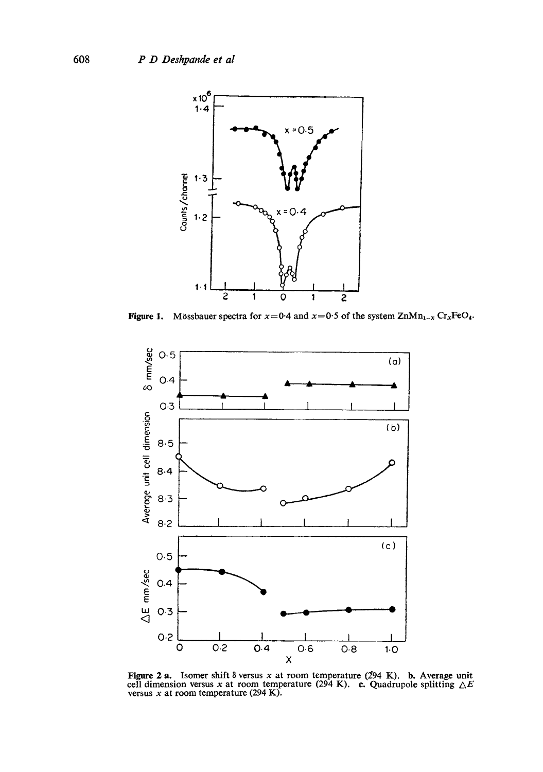**Figure 1.** Mössbauer spectra for $x=0{\cdot}4$ and $x=0{\cdot}5$ of the system $ZnMn_{1-x}Cr_xFeO_4$.

**Figure 2 a.** Isomer shift $\delta$ versus $x$ at room temperature (294 K). **b.** Average unit cell dimension versus $x$ at room temperature (294 K). **c.** Quadrupole splitting $\triangle E$ versus $x$ at room temperature (294 K).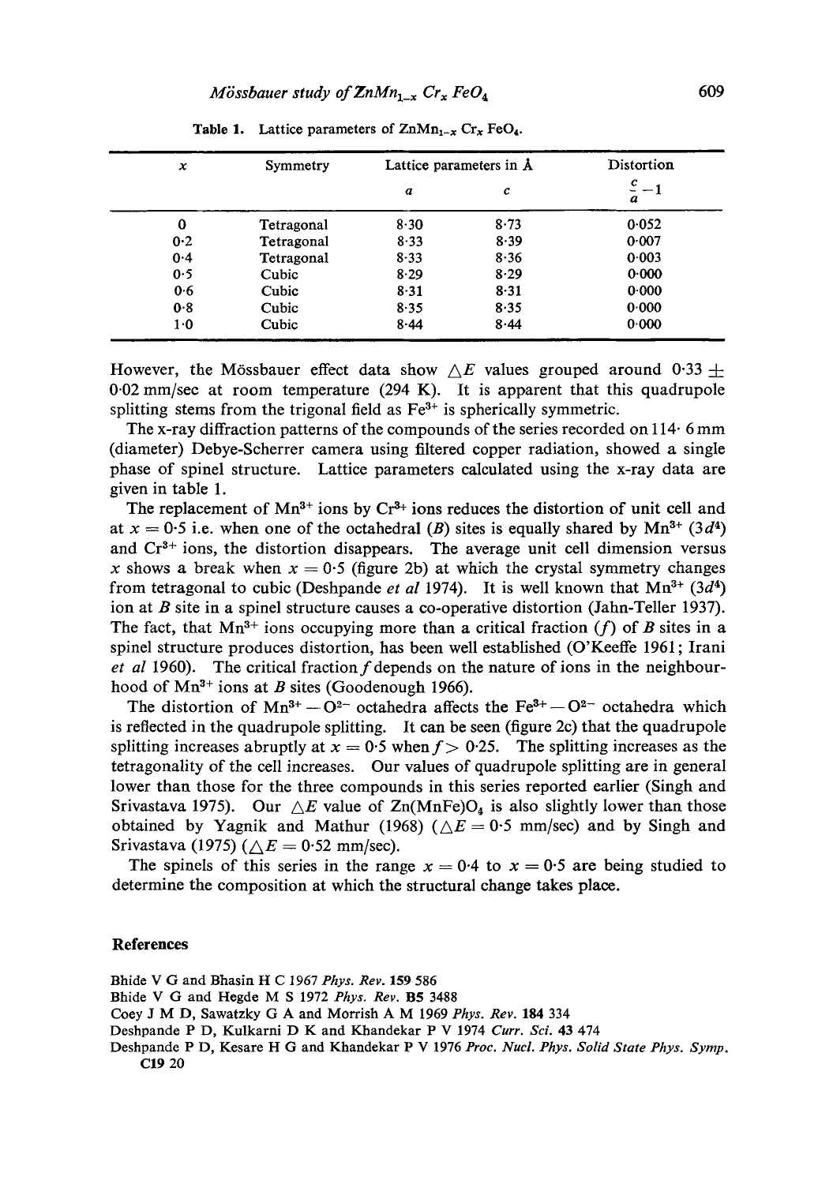**Table 1.** Lattice parameters of $ZnMn_{1-x}Cr_xFeO_4$.

| $x$ | Symmetry | Lattice parameters in Å | | Distortion |
|---|---|---|---|---|
| | | $a$ | $c$ | $\frac{c}{a}-1$ |
| 0 | Tetragonal | 8·30 | 8·73 | 0·052 |
| 0·2 | Tetragonal | 8·33 | 8·39 | 0·007 |
| 0·4 | Tetragonal | 8·33 | 8·36 | 0·003 |
| 0·5 | Cubic | 8·29 | 8·29 | 0·000 |
| 0·6 | Cubic | 8·31 | 8·31 | 0·000 |
| 0·8 | Cubic | 8·35 | 8·35 | 0·000 |
| 1·0 | Cubic | 8·44 | 8·44 | 0·000 |

However, the Mössbauer effect data show $\triangle E$ values grouped around 0·33 ± 0·02 mm/sec at room temperature (294 K). It is apparent that this quadrupole splitting stems from the trigonal field as $Fe^{3+}$ is spherically symmetric.

The x-ray diffraction patterns of the compounds of the series recorded on 114· 6 mm (diameter) Debye-Scherrer camera using filtered copper radiation, showed a single phase of spinel structure. Lattice parameters calculated using the x-ray data are given in table 1.

The replacement of $Mn^{3+}$ ions by $Cr^{3+}$ ions reduces the distortion of unit cell and at $x = 0{\cdot}5$ i.e. when one of the octahedral ($B$) sites is equally shared by $Mn^{3+}$ ($3d^4$) and $Cr^{3+}$ ions, the distortion disappears. The average unit cell dimension versus $x$ shows a break when $x = 0{\cdot}5$ (figure 2b) at which the crystal symmetry changes from tetragonal to cubic (Deshpande *et al* 1974). It is well known that $Mn^{3+}$ ($3d^4$) ion at $B$ site in a spinel structure causes a co-operative distortion (Jahn-Teller 1937). The fact, that $Mn^{3+}$ ions occupying more than a critical fraction ($f$) of $B$ sites in a spinel structure produces distortion, has been well established (O'Keeffe 1961; Irani *et al* 1960). The critical fraction $f$ depends on the nature of ions in the neighbourhood of $Mn^{3+}$ ions at $B$ sites (Goodenough 1966).

The distortion of $Mn^{3+} - O^{2-}$ octahedra affects the $Fe^{3+} - O^{2-}$ octahedra which is reflected in the quadrupole splitting. It can be seen (figure 2c) that the quadrupole splitting increases abruptly at $x = 0{\cdot}5$ when $f > 0{\cdot}25$. The splitting increases as the tetragonality of the cell increases. Our values of quadrupole splitting are in general lower than those for the three compounds in this series reported earlier (Singh and Srivastava 1975). Our $\triangle E$ value of $Zn(MnFe)O_4$ is also slightly lower than those obtained by Yagnik and Mathur (1968) ($\triangle E = 0{\cdot}5$ mm/sec) and by Singh and Srivastava (1975) ($\triangle E = 0{\cdot}52$ mm/sec).

The spinels of this series in the range $x = 0{\cdot}4$ to $x = 0{\cdot}5$ are being studied to determine the composition at which the structural change takes place.

## References

Bhide V G and Bhasin H C 1967 *Phys. Rev.* **159** 586

Bhide V G and Hegde M S 1972 *Phys. Rev.* **B5** 3488

Coey J M D, Sawatzky G A and Morrish A M 1969 *Phys. Rev.* **184** 334

Deshpande P D, Kulkarni D K and Khandekar P V 1974 *Curr. Sci.* **43** 474

Deshpande P D, Kesare H G and Khandekar P V 1976 *Proc. Nucl. Phys. Solid State Phys. Symp.* **C19** 20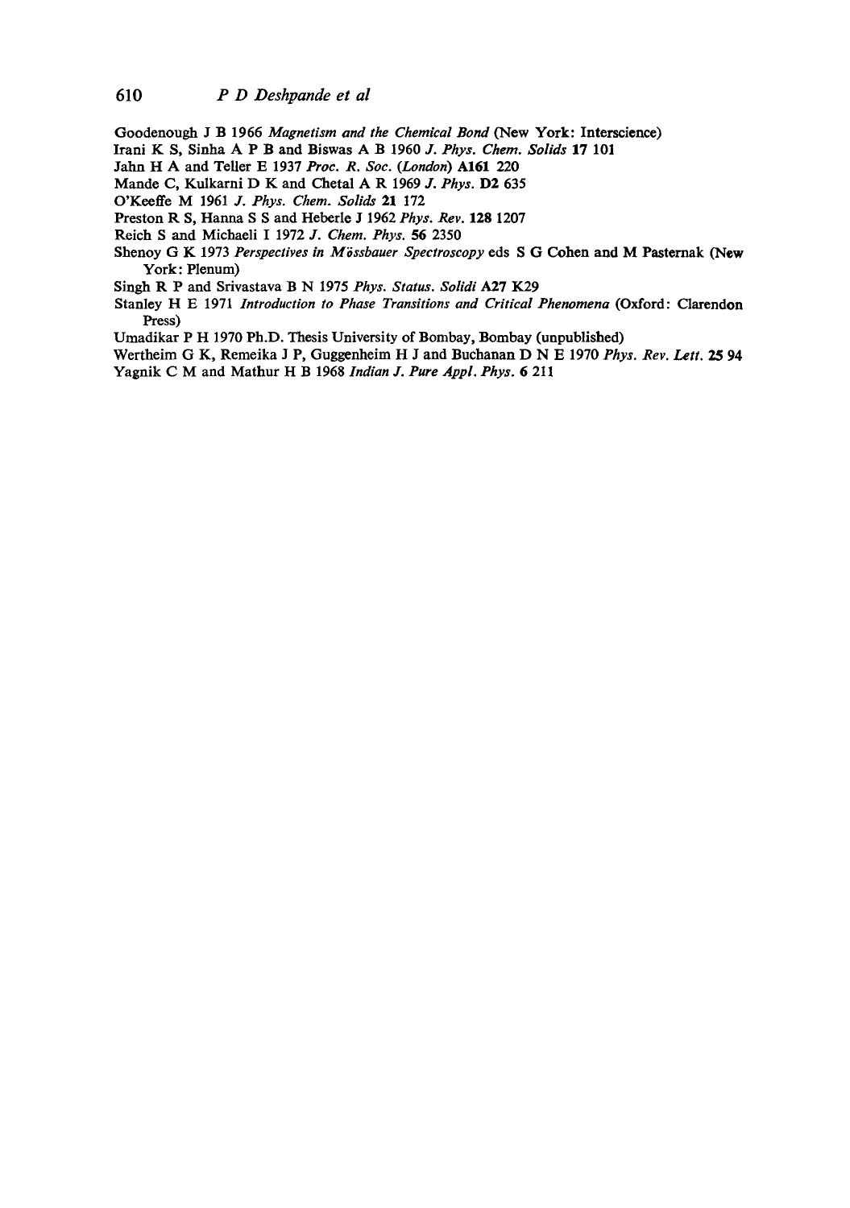Goodenough J B 1966 *Magnetism and the Chemical Bond* (New York: Interscience)

Irani K S, Sinha A P B and Biswas A B 1960 *J. Phys. Chem. Solids* **17** 101

Jahn H A and Teller E 1937 *Proc. R. Soc. (London)* **A161** 220

Mande C, Kulkarni D K and Chetal A R 1969 *J. Phys.* **D2** 635

O'Keeffe M 1961 *J. Phys. Chem. Solids* **21** 172

Preston R S, Hanna S S and Heberle J 1962 *Phys. Rev.* **128** 1207

Reich S and Michaeli I 1972 *J. Chem. Phys.* **56** 2350

Shenoy G K 1973 *Perspectives in Mössbauer Spectroscopy* eds S G Cohen and M Pasternak (New York: Plenum)

Singh R P and Srivastava B N 1975 *Phys. Status. Solidi* **A27** K29

Stanley H E 1971 *Introduction to Phase Transitions and Critical Phenomena* (Oxford: Clarendon Press)

Umadikar P H 1970 Ph.D. Thesis University of Bombay, Bombay (unpublished)

Wertheim G K, Remeika J P, Guggenheim H J and Buchanan D N E 1970 *Phys. Rev. Lett.* **25** 94

Yagnik C M and Mathur H B 1968 *Indian J. Pure Appl. Phys.* **6** 211